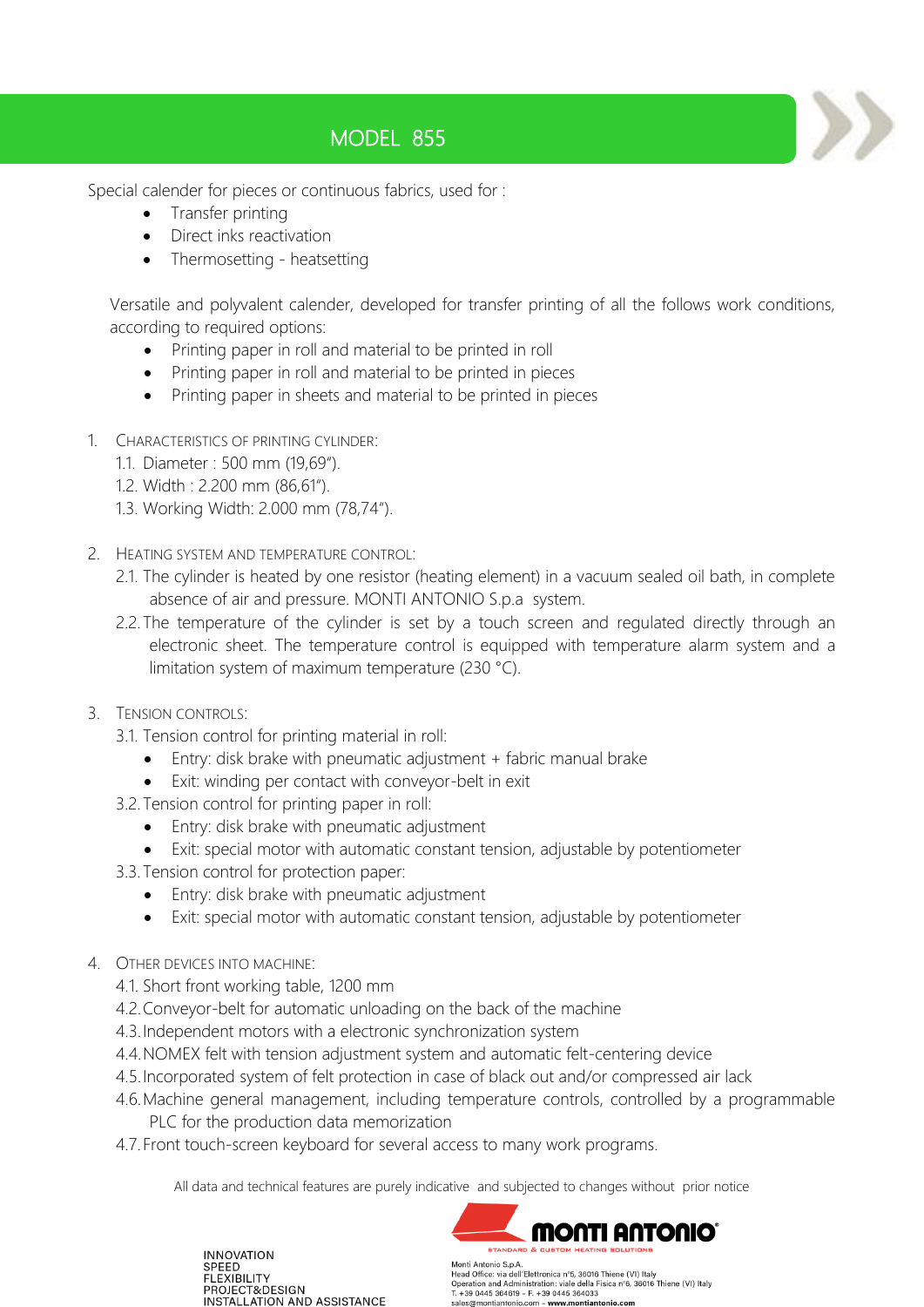# MODEL 855

Special calender for pieces or continuous fabrics, used for :

- Transfer printing
- Direct inks reactivation
- Thermosetting - heatsetting

Versatile and polyvalent calender, developed for transfer printing of all the follows work conditions, according to required options:

- Printing paper in roll and material to be printed in roll
- Printing paper in roll and material to be printed in pieces
- Printing paper in sheets and material to be printed in pieces

1. CHARACTERISTICS OF PRINTING CYLINDER:
   1.1. Diameter : 500 mm (19,69").
   1.2. Width : 2.200 mm (86,61").
   1.3. Working Width: 2.000 mm (78,74").

2. HEATING SYSTEM AND TEMPERATURE CONTROL:
   2.1. The cylinder is heated by one resistor (heating element) in a vacuum sealed oil bath, in complete absence of air and pressure. MONTI ANTONIO S.p.a system.
   2.2. The temperature of the cylinder is set by a touch screen and regulated directly through an electronic sheet. The temperature control is equipped with temperature alarm system and a limitation system of maximum temperature (230 °C).

3. TENSION CONTROLS:
   3.1. Tension control for printing material in roll:
      - Entry: disk brake with pneumatic adjustment + fabric manual brake
      - Exit: winding per contact with conveyor-belt in exit
   3.2. Tension control for printing paper in roll:
      - Entry: disk brake with pneumatic adjustment
      - Exit: special motor with automatic constant tension, adjustable by potentiometer
   3.3. Tension control for protection paper:
      - Entry: disk brake with pneumatic adjustment
      - Exit: special motor with automatic constant tension, adjustable by potentiometer

4. OTHER DEVICES INTO MACHINE:
   4.1. Short front working table, 1200 mm
   4.2. Conveyor-belt for automatic unloading on the back of the machine
   4.3. Independent motors with a electronic synchronization system
   4.4. NOMEX felt with tension adjustment system and automatic felt-centering device
   4.5. Incorporated system of felt protection in case of black out and/or compressed air lack
   4.6. Machine general management, including temperature controls, controlled by a programmable PLC for the production data memorization
   4.7. Front touch-screen keyboard for several access to many work programs.

All data and technical features are purely indicative and subjected to changes without prior notice

INNOVATION
SPEED
FLEXIBILITY
PROJECT&DESIGN
INSTALLATION AND ASSISTANCE

MONTI ANTONIO
STANDARD & CUSTOM HEATING SOLUTIONS

Monti Antonio S.p.A.
Head Office: via dell'Elettronica n°5, 36016 Thiene (VI) Italy
Operation and Administration: viale della Fisica n°6, 36016 Thiene (VI) Italy
T. +39 0445 364619 - F. +39 0445 364033
sales@montiantonio.com - www.montiantonio.com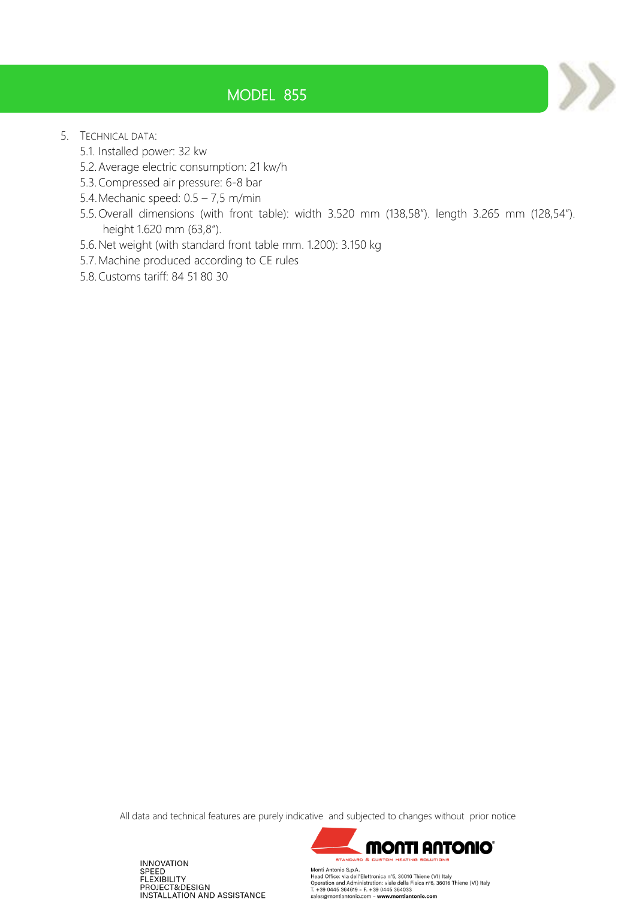# MODEL 855

5. TECHNICAL DATA:
    - 5.1. Installed power: 32 kw
    - 5.2. Average electric consumption: 21 kw/h
    - 5.3. Compressed air pressure: 6-8 bar
    - 5.4. Mechanic speed: 0.5 – 7,5 m/min
    - 5.5. Overall dimensions (with front table): width 3.520 mm (138,58”). length 3.265 mm (128,54”). height 1.620 mm (63,8”).
    - 5.6. Net weight (with standard front table mm. 1.200): 3.150 kg
    - 5.7. Machine produced according to CE rules
    - 5.8. Customs tariff: 84 51 80 30

All data and technical features are purely indicative and subjected to changes without prior notice

INNOVATION
SPEED
FLEXIBILITY
PROJECT&DESIGN
INSTALLATION AND ASSISTANCE

MONTI ANTONIO®
STANDARD & CUSTOM HEATING SOLUTIONS

Monti Antonio S.p.A.
Head Office: via dell'Elettronica n°5, 36016 Thiene (VI) Italy
Operation and Administration: viale della Fisica n°6, 36016 Thiene (VI) Italy
T. +39 0445 364619 - F. +39 0445 364033
sales@montiantonio.com - **www.montiantonio.com**